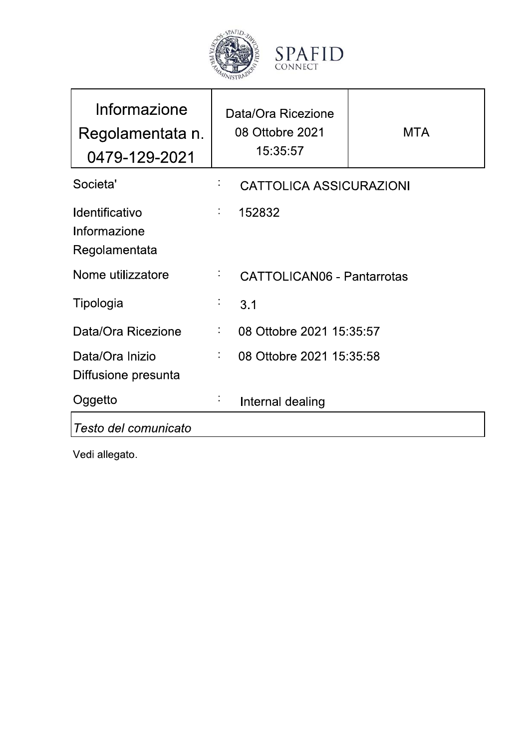| Informazione Regolamentata n. 0479-129-2021 | Data/Ora Ricezione 08 Ottobre 2021 15:35:57 | MTA |
|---|---|---|

| | | |
|---|---|---|
| Societa' | : | CATTOLICA ASSICURAZIONI |
| Identificativo Informazione Regolamentata | : | 152832 |
| Nome utilizzatore | : | CATTOLICAN06 - Pantarrotas |
| Tipologia | : | 3.1 |
| Data/Ora Ricezione | : | 08 Ottobre 2021 15:35:57 |
| Data/Ora Inizio Diffusione presunta | : | 08 Ottobre 2021 15:35:58 |
| Oggetto | : | Internal dealing |

*Testo del comunicato*

Vedi allegato.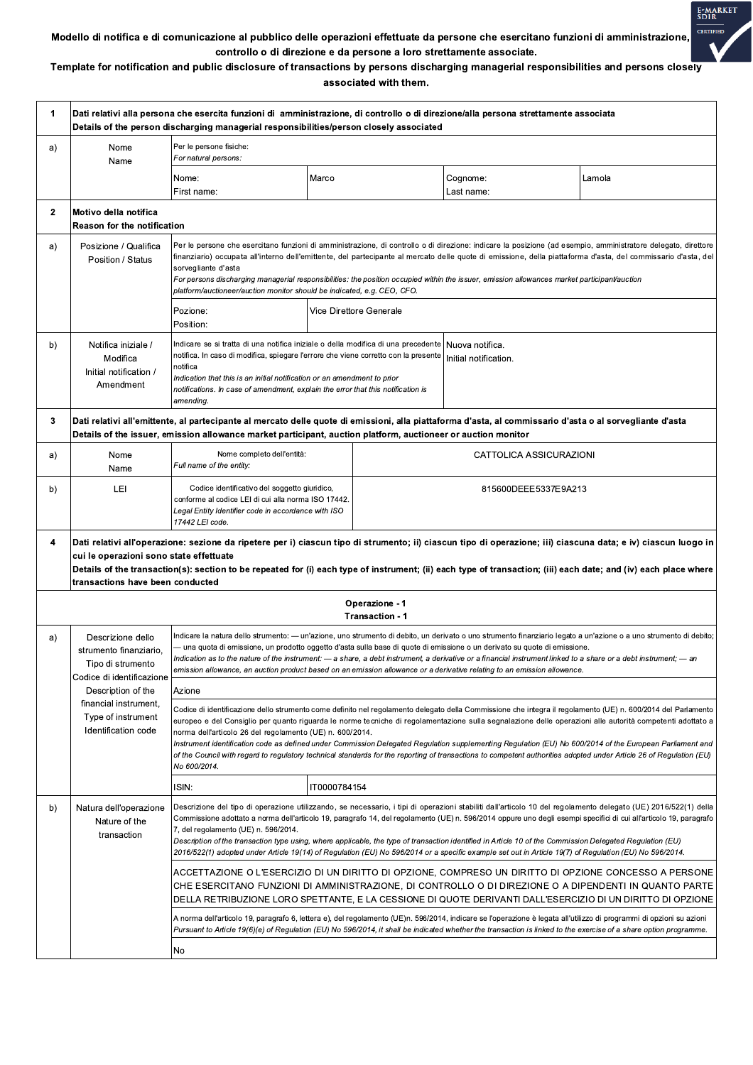**Modello di notifica e di comunicazione al pubblico delle operazioni effettuate da persone che esercitano funzioni di amministrazione, controllo o di direzione e da persone a loro strettamente associate.**

**Template for notification and public disclosure of transactions by persons discharging managerial responsibilities and persons closely associated with them.**

| | | | | | |
|---|---|---|---|---|---|
| **1** | **Dati relativi alla persona che esercita funzioni di amministrazione, di controllo o di direzione/alla persona strettamente associata**<br>**Details of the person discharging managerial responsibilities/person closely associated** | | | | |
| a) | Nome<br>Name | Per le persone fisiche:<br>*For natural persons:* | | | |
| | | Nome:<br>First name: | Marco | Cognome:<br>Last name: | Lamola |
| **2** | **Motivo della notifica**<br>**Reason for the notification** | | | | |
| a) | Posizione / Qualifica<br>Position / Status | Per le persone che esercitano funzioni di amministrazione, di controllo o di direzione: indicare la posizione (ad esempio, amministratore delegato, direttore finanziario) occupata all'interno dell'emittente, del partecipante al mercato delle quote di emissione, della piattaforma d'asta, del commissario d'asta, del sorvegliante d'asta<br>*For persons discharging managerial responsibilities: the position occupied within the issuer, emission allowances market participant/auction platform/auctioneer/auction monitor should be indicated, e.g. CEO, CFO.* | | | |
| | | Pozione:<br>Position: | Vice Direttore Generale | | |
| b) | Notifica iniziale / Modifica<br>Initial notification / Amendment | Indicare se si tratta di una notifica iniziale o della modifica di una precedente notifica. In caso di modifica, spiegare l'errore che viene corretto con la presente notifica<br>*Indication that this is an initial notification or an amendment to prior notifications. In case of amendment, explain the error that this notification is amending.* | | Nuova notifica.<br>Initial notification. | |
| **3** | **Dati relativi all'emittente, al partecipante al mercato delle quote di emissioni, alla piattaforma d'asta, al commissario d'asta o al sorvegliante d'asta**<br>**Details of the issuer, emission allowance market participant, auction platform, auctioneer or auction monitor** | | | | |
| a) | Nome<br>Name | Nome completo dell'entità:<br>*Full name of the entity:* | CATTOLICA ASSICURAZIONI | | |
| b) | LEI | Codice identificativo del soggetto giuridico, conforme al codice LEI di cui alla norma ISO 17442.<br>*Legal Entity Identifier code in accordance with ISO 17442 LEI code.* | 815600DEEE5337E9A213 | | |
| **4** | **Dati relativi all'operazione: sezione da ripetere per i) ciascun tipo di strumento; ii) ciascun tipo di operazione; iii) ciascuna data; e iv) ciascun luogo in cui le operazioni sono state effettuate**<br>**Details of the transaction(s): section to be repeated for (i) each type of instrument; (ii) each type of transaction; (iii) each date; and (iv) each place where transactions have been conducted** | | | | |
| | **Operazione - 1**<br>**Transaction - 1** | | | | |
| a) | Descrizione dello strumento finanziario, Tipo di strumento Codice di identificazione<br>Description of the financial instrument, Type of instrument Identification code | Indicare la natura dello strumento: — un'azione, uno strumento di debito, un derivato o uno strumento finanziario legato a un'azione o a uno strumento di debito; — una quota di emissione, un prodotto oggetto d'asta sulla base di quote di emissione o un derivato su quote di emissione.<br>*Indication as to the nature of the instrument: — a share, a debt instrument, a derivative or a financial instrument linked to a share or a debt instrument; — an emission allowance, an auction product based on an emission allowance or a derivative relating to an emission allowance.* | | | |
| | | Azione | | | |
| | | Codice di identificazione dello strumento come definito nel regolamento delegato della Commissione che integra il regolamento (UE) n. 600/2014 del Parlamento europeo e del Consiglio per quanto riguarda le norme tecniche di regolamentazione sulla segnalazione delle operazioni alle autorità competenti adottato a norma dell'articolo 26 del regolamento (UE) n. 600/2014.<br>*Instrument identification code as defined under Commission Delegated Regulation supplementing Regulation (EU) No 600/2014 of the European Parliament and of the Council with regard to regulatory technical standards for the reporting of transactions to competent authorities adopted under Article 26 of Regulation (EU) No 600/2014.* | | | |
| | | ISIN: | IT0000784154 | | |
| b) | Natura dell'operazione<br>Nature of the transaction | Descrizione del tipo di operazione utilizzando, se necessario, i tipi di operazioni stabiliti dall'articolo 10 del regolamento delegato (UE) 2016/522(1) della Commissione adottato a norma dell'articolo 19, paragrafo 14, del regolamento (UE) n. 596/2014 oppure uno degli esempi specifici di cui all'articolo 19, paragrafo 7, del regolamento (UE) n. 596/2014.<br>*Description of the transaction type using, where applicable, the type of transaction identified in Article 10 of the Commission Delegated Regulation (EU) 2016/522(1) adopted under Article 19(14) of Regulation (EU) No 596/2014 or a specific example set out in Article 19(7) of Regulation (EU) No 596/2014.* | | | |
| | | ACCETTAZIONE O L'ESERCIZIO DI UN DIRITTO DI OPZIONE, COMPRESO UN DIRITTO DI OPZIONE CONCESSO A PERSONE CHE ESERCITANO FUNZIONI DI AMMINISTRAZIONE, DI CONTROLLO O DI DIREZIONE O A DIPENDENTI IN QUANTO PARTE DELLA RETRIBUZIONE LORO SPETTANTE, E LA CESSIONE DI QUOTE DERIVANTI DALL'ESERCIZIO DI UN DIRITTO DI OPZIONE | | | |
| | | A norma dell'articolo 19, paragrafo 6, lettera e), del regolamento (UE)n. 596/2014, indicare se l'operazione è legata all'utilizzo di programmi di opzioni su azioni<br>*Pursuant to Article 19(6)(e) of Regulation (EU) No 596/2014, it shall be indicated whether the transaction is linked to the exercise of a share option programme.* | | | |
| | | No | | | |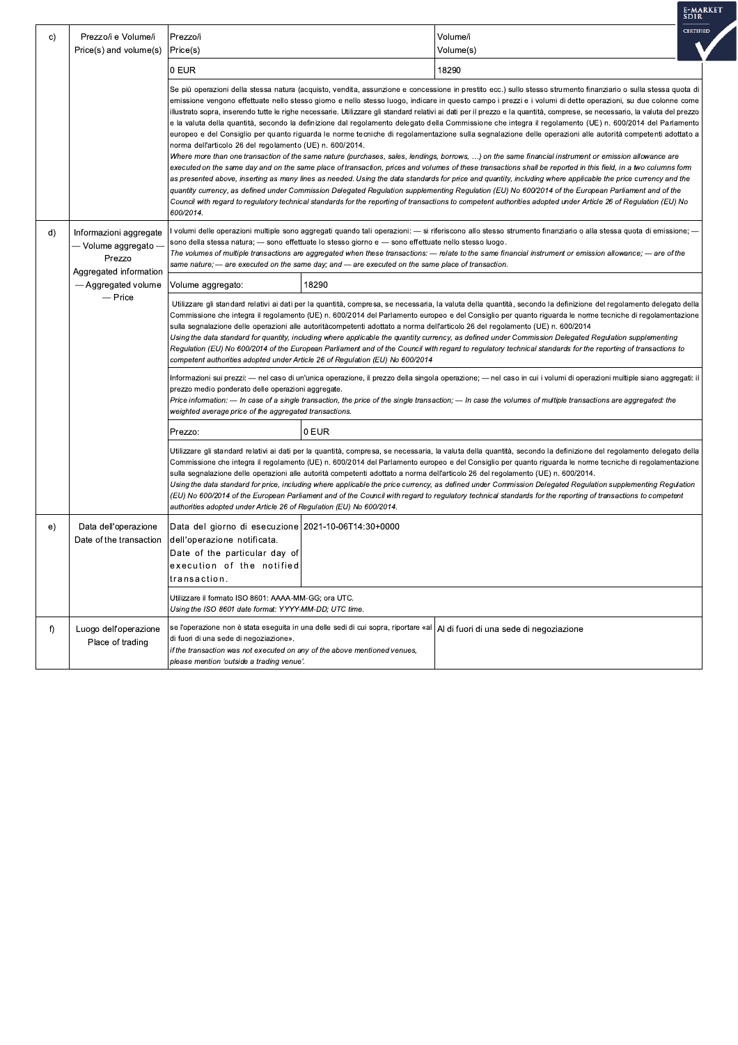| | | | |
|---|---|---|---|
| c) | Prezzo/i e Volume/i<br>Price(s) and volume(s) | Prezzo/i<br>Price(s) | Volume/i<br>Volume(s) |
| | | 0 EUR | 18290 |
| | | Se più operazioni della stessa natura (acquisto, vendita, assunzione e concessione in prestito ecc.) sullo stesso strumento finanziario o sulla stessa quota di emissione vengono effettuate nello stesso giorno e nello stesso luogo, indicare in questo campo i prezzi e i volumi di dette operazioni, su due colonne come illustrato sopra, inserendo tutte le righe necessarie. Utilizzare gli standard relativi ai dati per il prezzo e la quantità, comprese, se necessario, la valuta del prezzo e la valuta della quantità, secondo la definizione dal regolamento delegato della Commissione che integra il regolamento (UE) n. 600/2014 del Parlamento europeo e del Consiglio per quanto riguarda le norme tecniche di regolamentazione sulla segnalazione delle operazioni alle autorità competenti adottato a norma dell'articolo 26 del regolamento (UE) n. 600/2014.<br>*Where more than one transaction of the same nature (purchases, sales, lendings, borrows, …) on the same financial instrument or emission allowance are executed on the same day and on the same place of transaction, prices and volumes of these transactions shall be reported in this field, in a two columns form as presented above, inserting as many lines as needed. Using the data standards for price and quantity, including where applicable the price currency and the quantity currency, as defined under Commission Delegated Regulation supplementing Regulation (EU) No 600/2014 of the European Parliament and of the Council with regard to regulatory technical standards for the reporting of transactions to competent authorities adopted under Article 26 of Regulation (EU) No 600/2014.* | |
| d) | Informazioni aggregate — Volume aggregato — Prezzo<br>Aggregated information — Aggregated volume — Price | I volumi delle operazioni multiple sono aggregati quando tali operazioni: — si riferiscono allo stesso strumento finanziario o alla stessa quota di emissione; — sono della stessa natura; — sono effettuate lo stesso giorno e — sono effettuate nello stesso luogo.<br>*The volumes of multiple transactions are aggregated when these transactions: — relate to the same financial instrument or emission allowance; — are of the same nature; — are executed on the same day; and — are executed on the same place of transaction.* | |
| | | Volume aggregato: | 18290 |
| | | Utilizzare gli standard relativi ai dati per la quantità, compresa, se necessaria, la valuta della quantità, secondo la definizione del regolamento delegato della Commissione che integra il regolamento (UE) n. 600/2014 del Parlamento europeo e del Consiglio per quanto riguarda le norme tecniche di regolamentazione sulla segnalazione delle operazioni alle autoritàcompetenti adottato a norma dell'articolo 26 del regolamento (UE) n. 600/2014<br>*Using the data standard for quantity, including where applicable the quantity currency, as defined under Commission Delegated Regulation supplementing Regulation (EU) No 600/2014 of the European Parliament and of the Council with regard to regulatory technical standards for the reporting of transactions to competent authorities adopted under Article 26 of Regulation (EU) No 600/2014* | |
| | | Informazioni sui prezzi: — nel caso di un'unica operazione, il prezzo della singola operazione; — nel caso in cui i volumi di operazioni multiple siano aggregati: il prezzo medio ponderato delle operazioni aggregate.<br>*Price information: — In case of a single transaction, the price of the single transaction; — In case the volumes of multiple transactions are aggregated: the weighted average price of the aggregated transactions.* | |
| | | Prezzo: | 0 EUR |
| | | Utilizzare gli standard relativi ai dati per la quantità, compresa, se necessaria, la valuta della quantità, secondo la definizione del regolamento delegato della Commissione che integra il regolamento (UE) n. 600/2014 del Parlamento europeo e del Consiglio per quanto riguarda le norme tecniche di regolamentazione sulla segnalazione delle operazioni alle autorità competenti adottato a norma dell'articolo 26 del regolamento (UE) n. 600/2014.<br>*Using the data standard for price, including where applicable the price currency, as defined under Commission Delegated Regulation supplementing Regulation (EU) No 600/2014 of the European Parliament and of the Council with regard to regulatory technical standards for the reporting of transactions to competent authorities adopted under Article 26 of Regulation (EU) No 600/2014.* | |
| e) | Data dell'operazione<br>Date of the transaction | Data del giorno di esecuzione dell'operazione notificata.<br>Date of the particular day of execution of the notified transaction. | 2021-10-06T14:30+0000 |
| | | Utilizzare il formato ISO 8601: AAAA-MM-GG; ora UTC.<br>*Using the ISO 8601 date format: YYYY-MM-DD; UTC time.* | |
| f) | Luogo dell'operazione<br>Place of trading | se l'operazione non è stata eseguita in una delle sedi di cui sopra, riportare «al di fuori di una sede di negoziazione».<br>*if the transaction was not executed on any of the above mentioned venues, please mention 'outside a trading venue'.* | Al di fuori di una sede di negoziazione |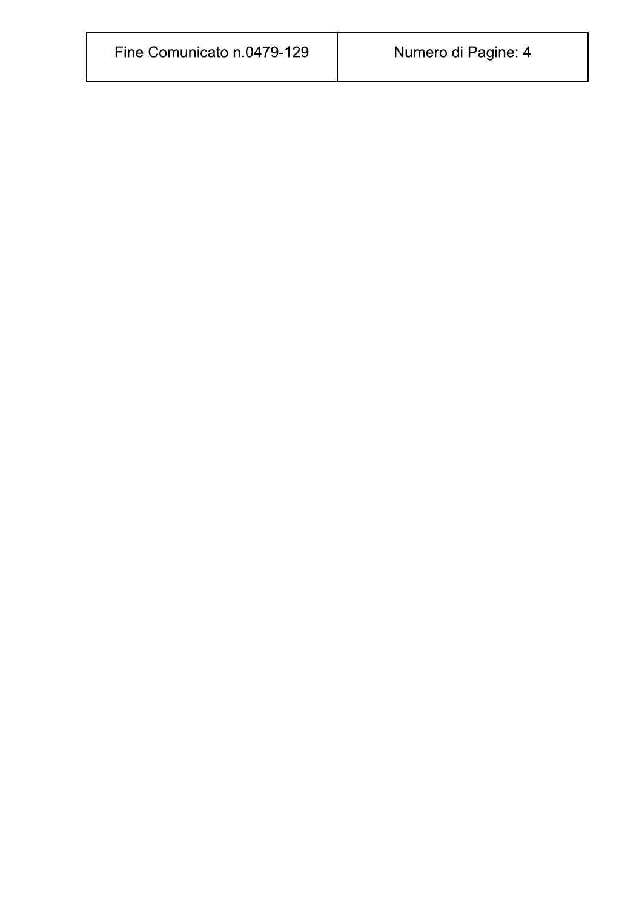| Fine Comunicato n.0479-129 | Numero di Pagine: 4 |
| --- | --- |